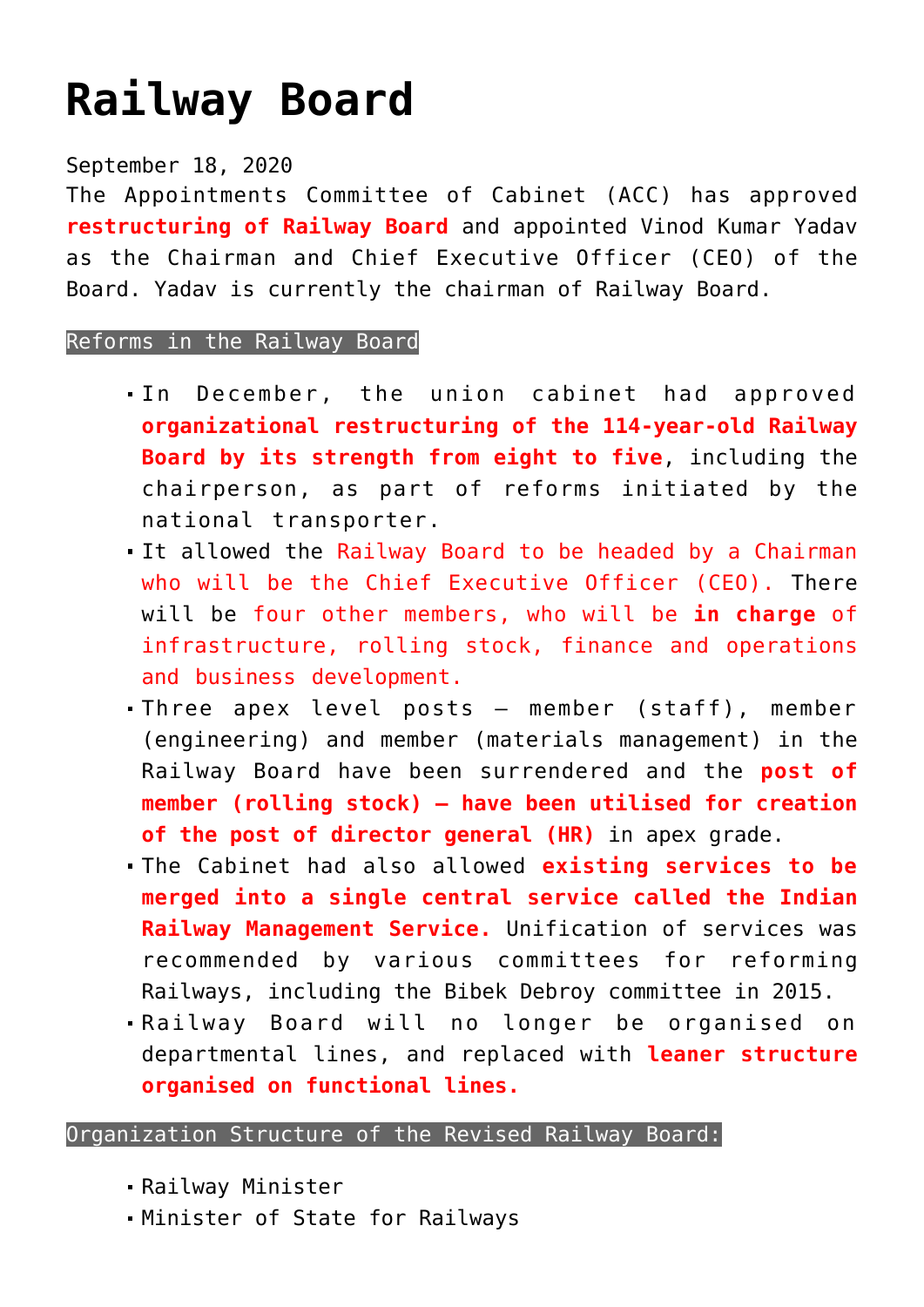# Railway Board

September 18, 2020

The Appointments Committee of Cabinet (ACC) has approved **restructuring of Railway Board** and appointed Vinod Kumar Yadav as the Chairman and Chief Executive Officer (CEO) of the Board. Yadav is currently the chairman of Railway Board.

## Reforms in the Railway Board

- In December, the union cabinet had approved **organizational restructuring of the 114-year-old Railway Board by its strength from eight to five**, including the chairperson, as part of reforms initiated by the national transporter.
- It allowed the Railway Board to be headed by a Chairman who will be the Chief Executive Officer (CEO). There will be four other members, who will be **in charge** of infrastructure, rolling stock, finance and operations and business development.
- Three apex level posts – member (staff), member (engineering) and member (materials management) in the Railway Board have been surrendered and the **post of member (rolling stock) – have been utilised for creation of the post of director general (HR)** in apex grade.
- The Cabinet had also allowed **existing services to be merged into a single central service called the Indian Railway Management Service.** Unification of services was recommended by various committees for reforming Railways, including the Bibek Debroy committee in 2015.
- Railway Board will no longer be organised on departmental lines, and replaced with **leaner structure organised on functional lines.**

## Organization Structure of the Revised Railway Board:

- Railway Minister
- Minister of State for Railways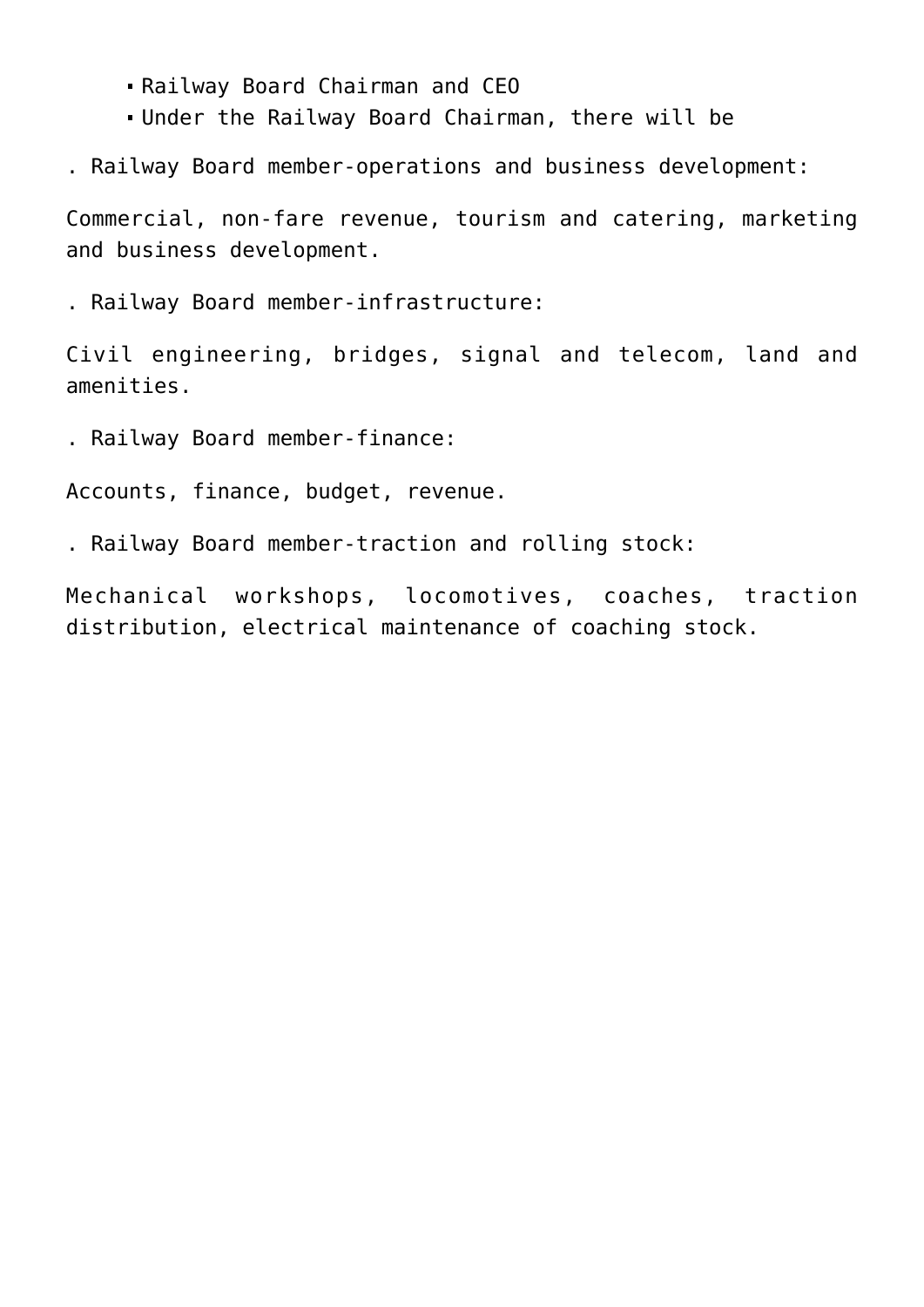- Railway Board Chairman and CEO
- Under the Railway Board Chairman, there will be

. Railway Board member-operations and business development:

Commercial, non-fare revenue, tourism and catering, marketing and business development.

. Railway Board member-infrastructure:

Civil engineering, bridges, signal and telecom, land and amenities.

. Railway Board member-finance:

Accounts, finance, budget, revenue.

. Railway Board member-traction and rolling stock:

Mechanical workshops, locomotives, coaches, traction distribution, electrical maintenance of coaching stock.